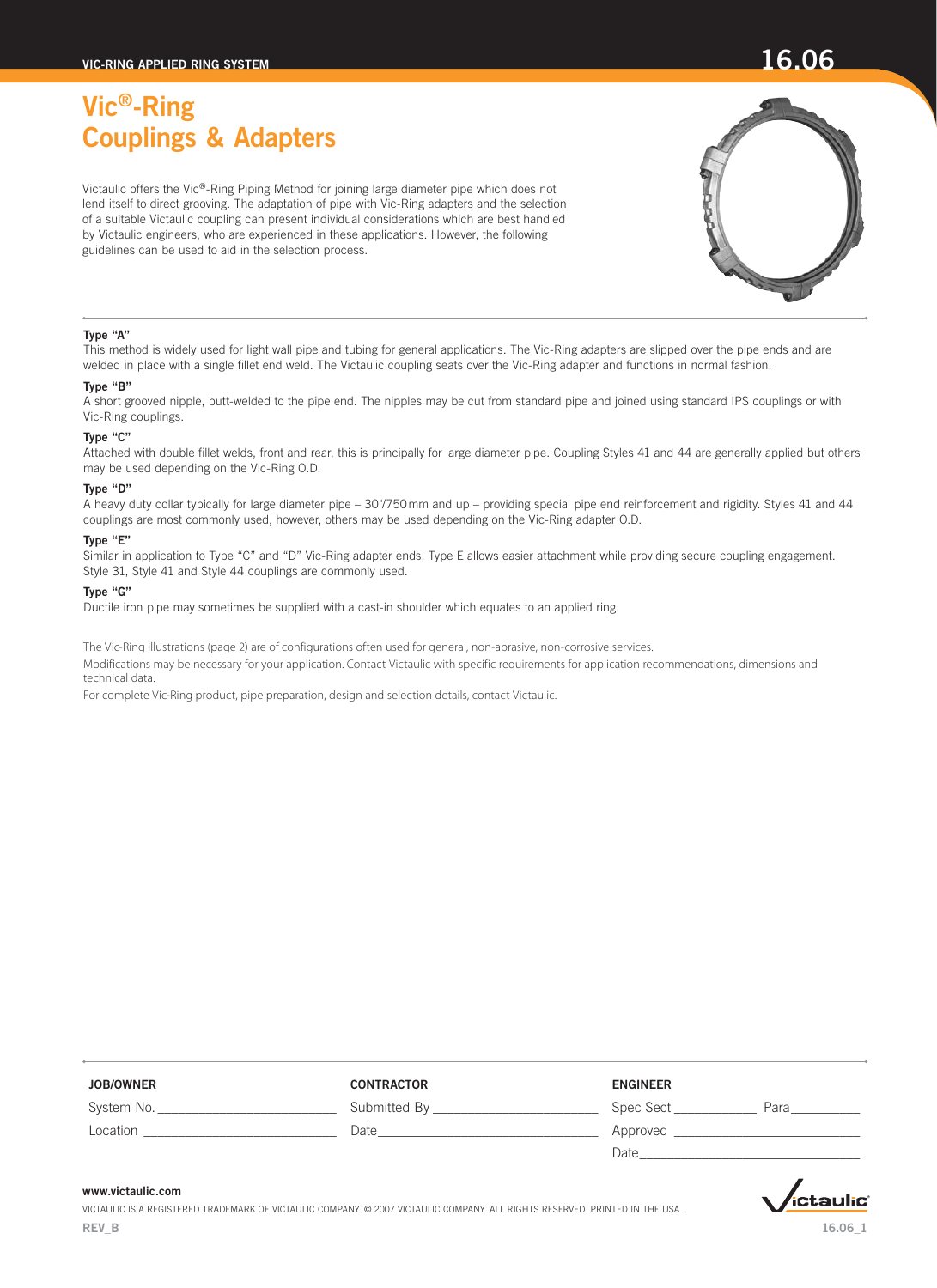# Vic®-Ring Couplings & Adapters

Victaulic offers the Vic®-Ring Piping Method for joining large diameter pipe which does not lend itself to direct grooving. The adaptation of pipe with Vic-Ring adapters and the selection of a suitable Victaulic coupling can present individual considerations which are best handled by Victaulic engineers, who are experienced in these applications. However, the following guidelines can be used to aid in the selection process.

**Type "A"**

This method is widely used for light wall pipe and tubing for general applications. The Vic-Ring adapters are slipped over the pipe ends and are welded in place with a single fillet end weld. The Victaulic coupling seats over the Vic-Ring adapter and functions in normal fashion.

**Type "B"**

A short grooved nipple, butt-welded to the pipe end. The nipples may be cut from standard pipe and joined using standard IPS couplings or with Vic-Ring couplings.

**Type "C"**

Attached with double fillet welds, front and rear, this is principally for large diameter pipe. Coupling Styles 41 and 44 are generally applied but others may be used depending on the Vic-Ring O.D.

**Type "D"**

A heavy duty collar typically for large diameter pipe – 30"/750 mm and up – providing special pipe end reinforcement and rigidity. Styles 41 and 44 couplings are most commonly used, however, others may be used depending on the Vic-Ring adapter O.D.

**Type "E"**

Similar in application to Type "C" and "D" Vic-Ring adapter ends, Type E allows easier attachment while providing secure coupling engagement. Style 31, Style 41 and Style 44 couplings are commonly used.

**Type "G"**

Ductile iron pipe may sometimes be supplied with a cast-in shoulder which equates to an applied ring.

The Vic-Ring illustrations (page 2) are of configurations often used for general, non-abrasive, non-corrosive services.

Modifications may be necessary for your application. Contact Victaulic with specific requirements for application recommendations, dimensions and technical data.

For complete Vic-Ring product, pipe preparation, design and selection details, contact Victaulic.

| JOB/OWNER | CONTRACTOR | ENGINEER |
|---|---|---|
| System No. ____________ | Submitted By ____________ | Spec Sect ________ Para ________ |
| Location ____________ | Date ____________ | Approved ____________ |
| | | Date ____________ |

www.victaulic.com

VICTAULIC IS A REGISTERED TRADEMARK OF VICTAULIC COMPANY. © 2007 VICTAULIC COMPANY. ALL RIGHTS RESERVED. PRINTED IN THE USA.

REV_B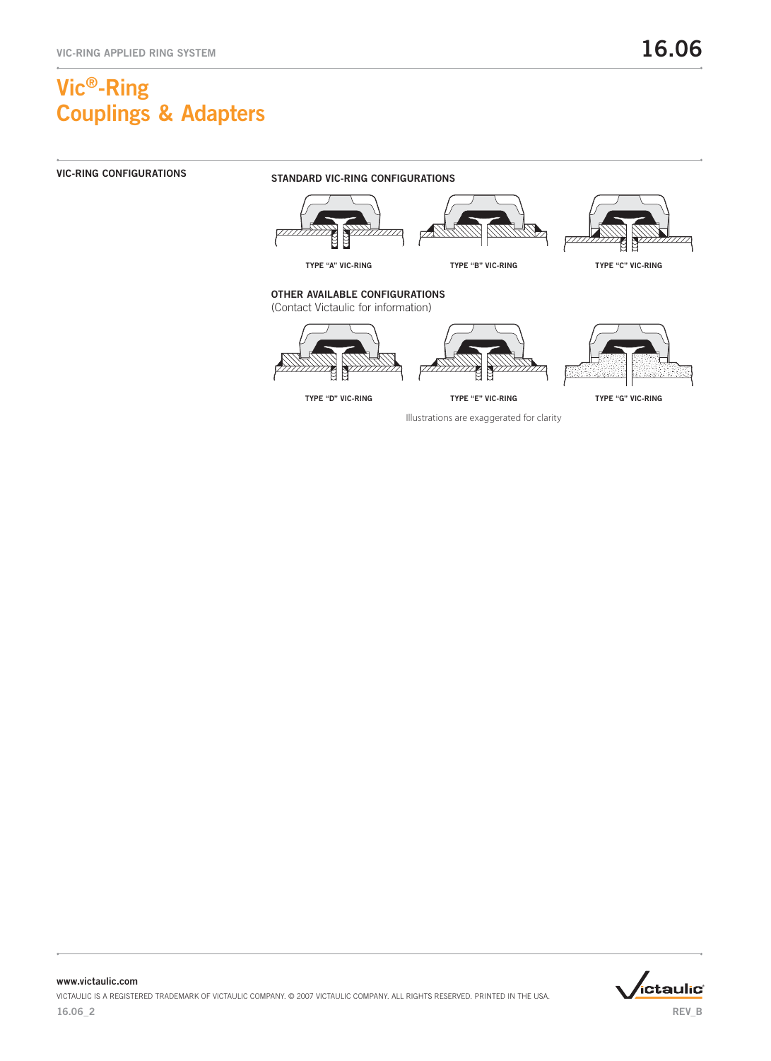# Vic®-Ring Couplings & Adapters

## VIC-RING CONFIGURATIONS

### STANDARD VIC-RING CONFIGURATIONS

TYPE "A" VIC-RING

TYPE "B" VIC-RING

TYPE "C" VIC-RING

### OTHER AVAILABLE CONFIGURATIONS

(Contact Victaulic for information)

TYPE "D" VIC-RING

TYPE "E" VIC-RING

TYPE "G" VIC-RING

Illustrations are exaggerated for clarity

www.victaulic.com

VICTAULIC IS A REGISTERED TRADEMARK OF VICTAULIC COMPANY. © 2007 VICTAULIC COMPANY. ALL RIGHTS RESERVED. PRINTED IN THE USA.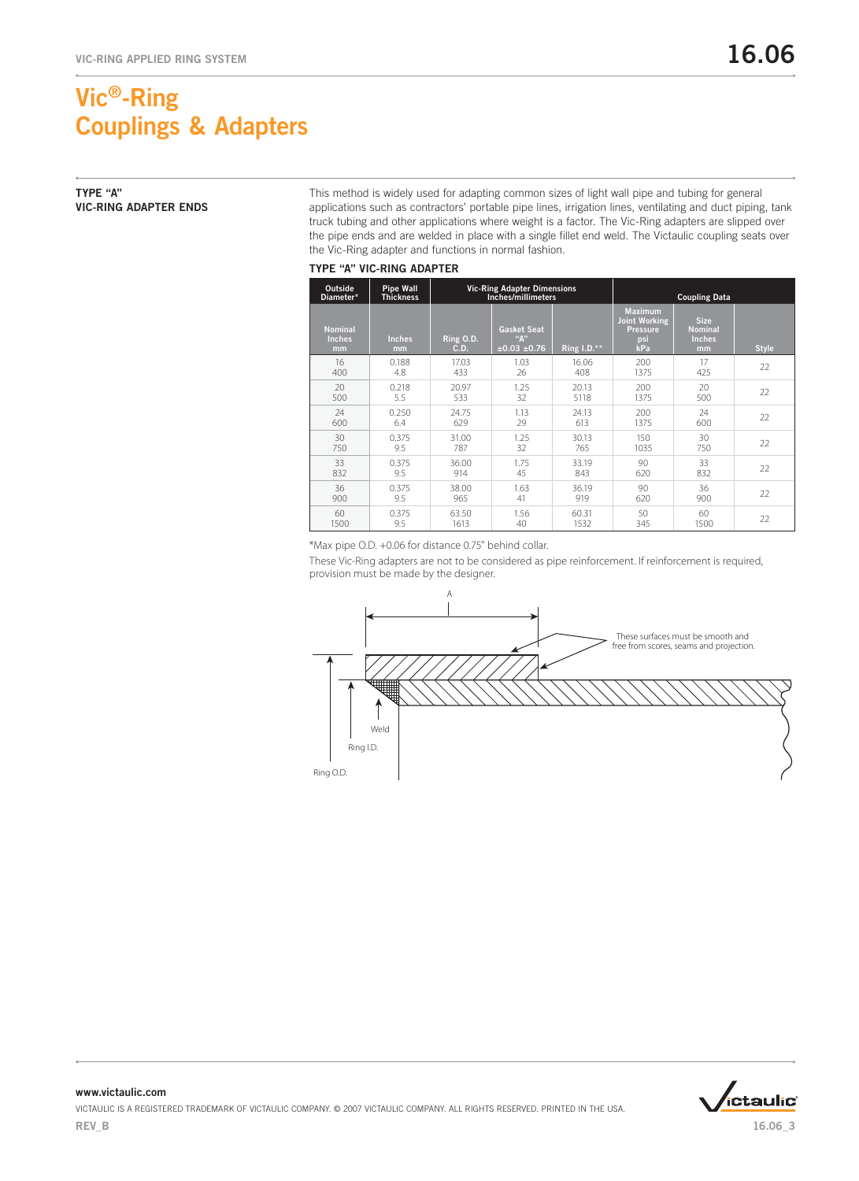# Vic®-Ring Couplings & Adapters

**TYPE "A" VIC-RING ADAPTER ENDS**

This method is widely used for adapting common sizes of light wall pipe and tubing for general applications such as contractors' portable pipe lines, irrigation lines, ventilating and duct piping, tank truck tubing and other applications where weight is a factor. The Vic-Ring adapters are slipped over the pipe ends and are welded in place with a single fillet end weld. The Victaulic coupling seats over the Vic-Ring adapter and functions in normal fashion.

**TYPE "A" VIC-RING ADAPTER**

| Outside Diameter* | Pipe Wall Thickness | Vic-Ring Adapter Dimensions Inches/millimeters | | | Coupling Data | | |
|---|---|---|---|---|---|---|---|
| Nominal Inches mm | Inches mm | Ring O.D. C.D. | Gasket Seat "A" ±0.03 ±0.76 | Ring I.D.** | Maximum Joint Working Pressure psi kPa | Size Nominal Inches mm | Style |
| 16<br>400 | 0.188<br>4.8 | 17.03<br>433 | 1.03<br>26 | 16.06<br>408 | 200<br>1375 | 17<br>425 | 22 |
| 20<br>500 | 0.218<br>5.5 | 20.97<br>533 | 1.25<br>32 | 20.13<br>5118 | 200<br>1375 | 20<br>500 | 22 |
| 24<br>600 | 0.250<br>6.4 | 24.75<br>629 | 1.13<br>29 | 24.13<br>613 | 200<br>1375 | 24<br>600 | 22 |
| 30<br>750 | 0.375<br>9.5 | 31.00<br>787 | 1.25<br>32 | 30.13<br>765 | 150<br>1035 | 30<br>750 | 22 |
| 33<br>832 | 0.375<br>9.5 | 36.00<br>914 | 1.75<br>45 | 33.19<br>843 | 90<br>620 | 33<br>832 | 22 |
| 36<br>900 | 0.375<br>9.5 | 38.00<br>965 | 1.63<br>41 | 36.19<br>919 | 90<br>620 | 36<br>900 | 22 |
| 60<br>1500 | 0.375<br>9.5 | 63.50<br>1613 | 1.56<br>40 | 60.31<br>1532 | 50<br>345 | 60<br>1500 | 22 |

*Max pipe O.D. +0.06 for distance 0.75" behind collar.

These Vic-Ring adapters are not to be considered as pipe reinforcement. If reinforcement is required, provision must be made by the designer.

A

These surfaces must be smooth and free from scores, seams and projection.

Weld

Ring I.D.

Ring O.D.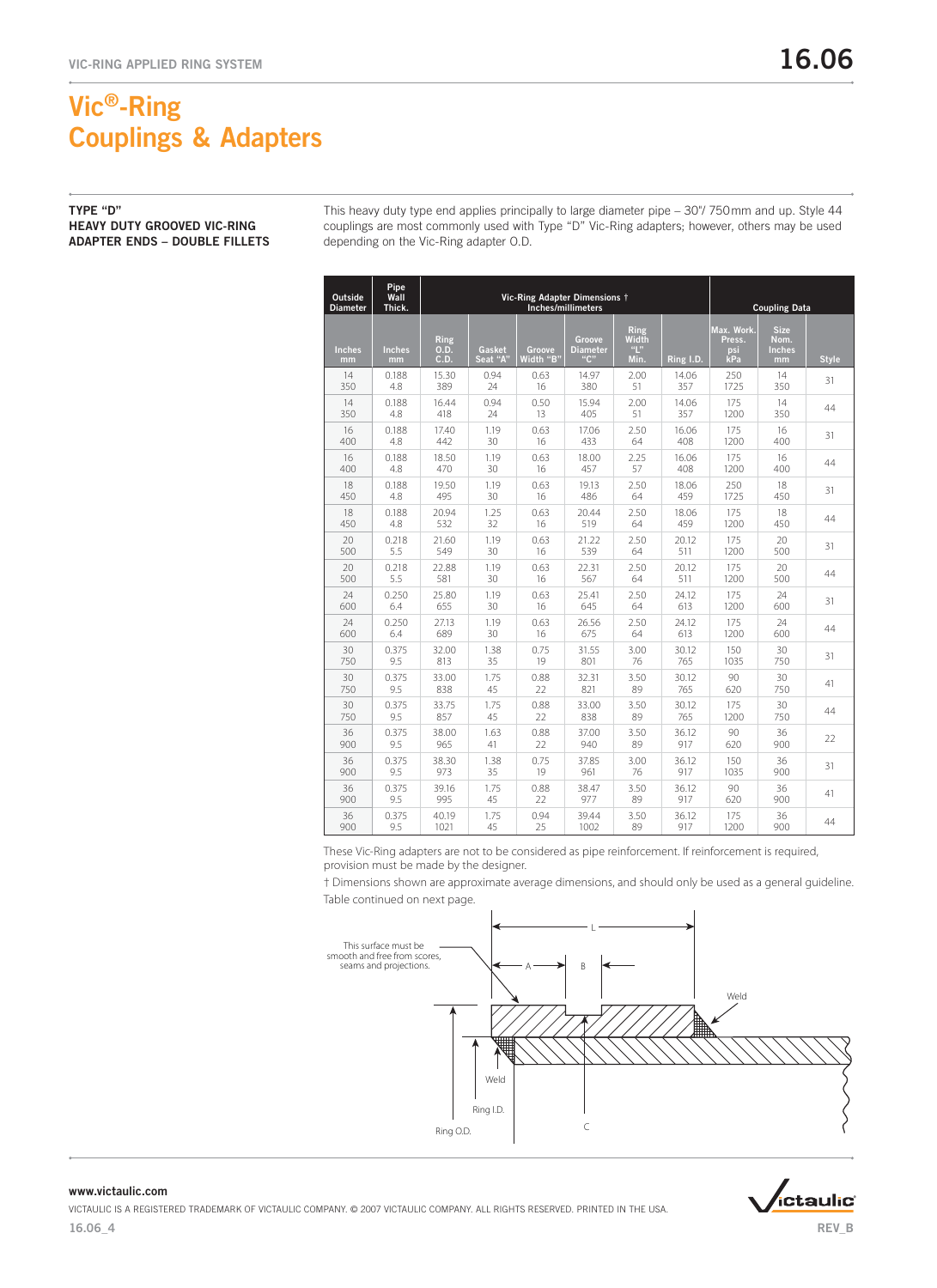# Vic®-Ring Couplings & Adapters

**TYPE "D"**
**HEAVY DUTY GROOVED VIC-RING ADAPTER ENDS – DOUBLE FILLETS**

This heavy duty type end applies principally to large diameter pipe – 30"/ 750mm and up. Style 44 couplings are most commonly used with Type "D" Vic-Ring adapters; however, others may be used depending on the Vic-Ring adapter O.D.

| Outside Diameter | Pipe Wall Thick. | Vic-Ring Adapter Dimensions † Inches/millimeters | | | | | | Coupling Data | | |
|---|---|---|---|---|---|---|---|---|---|---|
| Inches mm | Inches mm | Ring O.D. C.D. | Gasket Seat "A" | Groove Width "B" | Groove Diameter "C" | Ring Width "L" Min. | Ring I.D. | Max. Work. Press. psi kPa | Size Nom. Inches mm | Style |
| 14 350 | 0.188 4.8 | 15.30 389 | 0.94 24 | 0.63 16 | 14.97 380 | 2.00 51 | 14.06 357 | 250 1725 | 14 350 | 31 |
| 14 350 | 0.188 4.8 | 16.44 418 | 0.94 24 | 0.50 13 | 15.94 405 | 2.00 51 | 14.06 357 | 175 1200 | 14 350 | 44 |
| 16 400 | 0.188 4.8 | 17.40 442 | 1.19 30 | 0.63 16 | 17.06 433 | 2.50 64 | 16.06 408 | 175 1200 | 16 400 | 31 |
| 16 400 | 0.188 4.8 | 18.50 470 | 1.19 30 | 0.63 16 | 18.00 457 | 2.25 57 | 16.06 408 | 175 1200 | 16 400 | 44 |
| 18 450 | 0.188 4.8 | 19.50 495 | 1.19 30 | 0.63 16 | 19.13 486 | 2.50 64 | 18.06 459 | 250 1725 | 18 450 | 31 |
| 18 450 | 0.188 4.8 | 20.94 532 | 1.25 32 | 0.63 16 | 20.44 519 | 2.50 64 | 18.06 459 | 175 1200 | 18 450 | 44 |
| 20 500 | 0.218 5.5 | 21.60 549 | 1.19 30 | 0.63 16 | 21.22 539 | 2.50 64 | 20.12 511 | 175 1200 | 20 500 | 31 |
| 20 500 | 0.218 5.5 | 22.88 581 | 1.19 30 | 0.63 16 | 22.31 567 | 2.50 64 | 20.12 511 | 175 1200 | 20 500 | 44 |
| 24 600 | 0.250 6.4 | 25.80 655 | 1.19 30 | 0.63 16 | 25.41 645 | 2.50 64 | 24.12 613 | 175 1200 | 24 600 | 31 |
| 24 600 | 0.250 6.4 | 27.13 689 | 1.19 30 | 0.63 16 | 26.56 675 | 2.50 64 | 24.12 613 | 175 1200 | 24 600 | 44 |
| 30 750 | 0.375 9.5 | 32.00 813 | 1.38 35 | 0.75 19 | 31.55 801 | 3.00 76 | 30.12 765 | 150 1035 | 30 750 | 31 |
| 30 750 | 0.375 9.5 | 33.00 838 | 1.75 45 | 0.88 22 | 32.31 821 | 3.50 89 | 30.12 765 | 90 620 | 30 750 | 41 |
| 30 750 | 0.375 9.5 | 33.75 857 | 1.75 45 | 0.88 22 | 33.00 838 | 3.50 89 | 30.12 765 | 175 1200 | 30 750 | 44 |
| 36 900 | 0.375 9.5 | 38.00 965 | 1.63 41 | 0.88 22 | 37.00 940 | 3.50 89 | 36.12 917 | 90 620 | 36 900 | 22 |
| 36 900 | 0.375 9.5 | 38.30 973 | 1.38 35 | 0.75 19 | 37.85 961 | 3.00 76 | 36.12 917 | 150 1035 | 36 900 | 31 |
| 36 900 | 0.375 9.5 | 39.16 995 | 1.75 45 | 0.88 22 | 38.47 977 | 3.50 89 | 36.12 917 | 90 620 | 36 900 | 41 |
| 36 900 | 0.375 9.5 | 40.19 1021 | 1.75 45 | 0.94 25 | 39.44 1002 | 3.50 89 | 36.12 917 | 175 1200 | 36 900 | 44 |

These Vic-Ring adapters are not to be considered as pipe reinforcement. If reinforcement is required, provision must be made by the designer.

† Dimensions shown are approximate average dimensions, and should only be used as a general guideline.

Table continued on next page.

This surface must be smooth and free from scores, seams and projections.

L, A, B, Weld, Weld, Ring I.D., Ring O.D., C

www.victaulic.com

VICTAULIC IS A REGISTERED TRADEMARK OF VICTAULIC COMPANY. © 2007 VICTAULIC COMPANY. ALL RIGHTS RESERVED. PRINTED IN THE USA.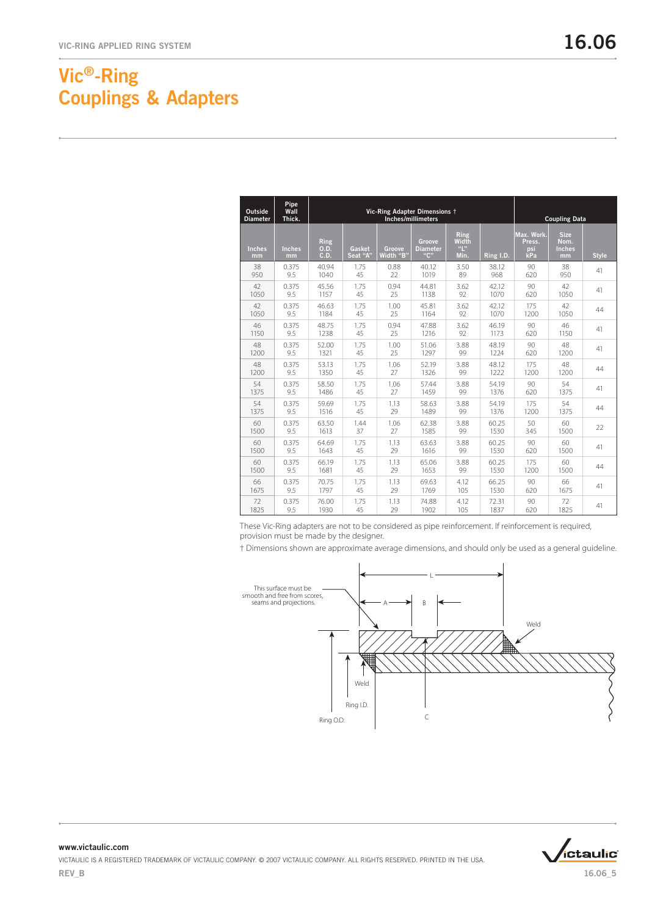# Vic®-Ring Couplings & Adapters

| Outside Diameter | Pipe Wall Thick. | Vic-Ring Adapter Dimensions † Inches/millimeters | | | | | | Coupling Data | | |
|---|---|---|---|---|---|---|---|---|---|---|
| Inches mm | Inches mm | Ring O.D. C.D. | Gasket Seat "A" | Groove Width "B" | Groove Diameter "C" | Ring Width "L" Min. | Ring I.D. | Max. Work. Press. psi kPa | Size Nom. Inches mm | Style |
| 38 950 | 0.375 9.5 | 40.94 1040 | 1.75 45 | 0.88 22 | 40.12 1019 | 3.50 89 | 38.12 968 | 90 620 | 38 950 | 41 |
| 42 1050 | 0.375 9.5 | 45.56 1157 | 1.75 45 | 0.94 25 | 44.81 1138 | 3.62 92 | 42.12 1070 | 90 620 | 42 1050 | 41 |
| 42 1050 | 0.375 9.5 | 46.63 1184 | 1.75 45 | 1.00 25 | 45.81 1164 | 3.62 92 | 42.12 1070 | 175 1200 | 42 1050 | 44 |
| 46 1150 | 0.375 9.5 | 48.75 1238 | 1.75 45 | 0.94 25 | 47.88 1216 | 3.62 92 | 46.19 1173 | 90 620 | 46 1150 | 41 |
| 48 1200 | 0.375 9.5 | 52.00 1321 | 1.75 45 | 1.00 25 | 51.06 1297 | 3.88 99 | 48.19 1224 | 90 620 | 48 1200 | 41 |
| 48 1200 | 0.375 9.5 | 53.13 1350 | 1.75 45 | 1.06 27 | 52.19 1326 | 3.88 99 | 48.12 1222 | 175 1200 | 48 1200 | 44 |
| 54 1375 | 0.375 9.5 | 58.50 1486 | 1.75 45 | 1.06 27 | 57.44 1459 | 3.88 99 | 54.19 1376 | 90 620 | 54 1375 | 41 |
| 54 1375 | 0.375 9.5 | 59.69 1516 | 1.75 45 | 1.13 29 | 58.63 1489 | 3.88 99 | 54.19 1376 | 175 1200 | 54 1375 | 44 |
| 60 1500 | 0.375 9.5 | 63.50 1613 | 1.44 37 | 1.06 27 | 62.38 1585 | 3.88 99 | 60.25 1530 | 50 345 | 60 1500 | 22 |
| 60 1500 | 0.375 9.5 | 64.69 1643 | 1.75 45 | 1.13 29 | 63.63 1616 | 3.88 99 | 60.25 1530 | 90 620 | 60 1500 | 41 |
| 60 1500 | 0.375 9.5 | 66.19 1681 | 1.75 45 | 1.13 29 | 65.06 1653 | 3.88 99 | 60.25 1530 | 175 1200 | 60 1500 | 44 |
| 66 1675 | 0.375 9.5 | 70.75 1797 | 1.75 45 | 1.13 29 | 69.63 1769 | 4.12 105 | 66.25 1530 | 90 620 | 66 1675 | 41 |
| 72 1825 | 0.375 9.5 | 76.00 1930 | 1.75 45 | 1.13 29 | 74.88 1902 | 4.12 105 | 72.31 1837 | 90 620 | 72 1825 | 41 |

These Vic-Ring adapters are not to be considered as pipe reinforcement. If reinforcement is required, provision must be made by the designer.

† Dimensions shown are approximate average dimensions, and should only be used as a general guideline.

This surface must be smooth and free from scores, seams and projections.

L  A  B  Weld  Weld  Ring I.D.  Ring O.D.  C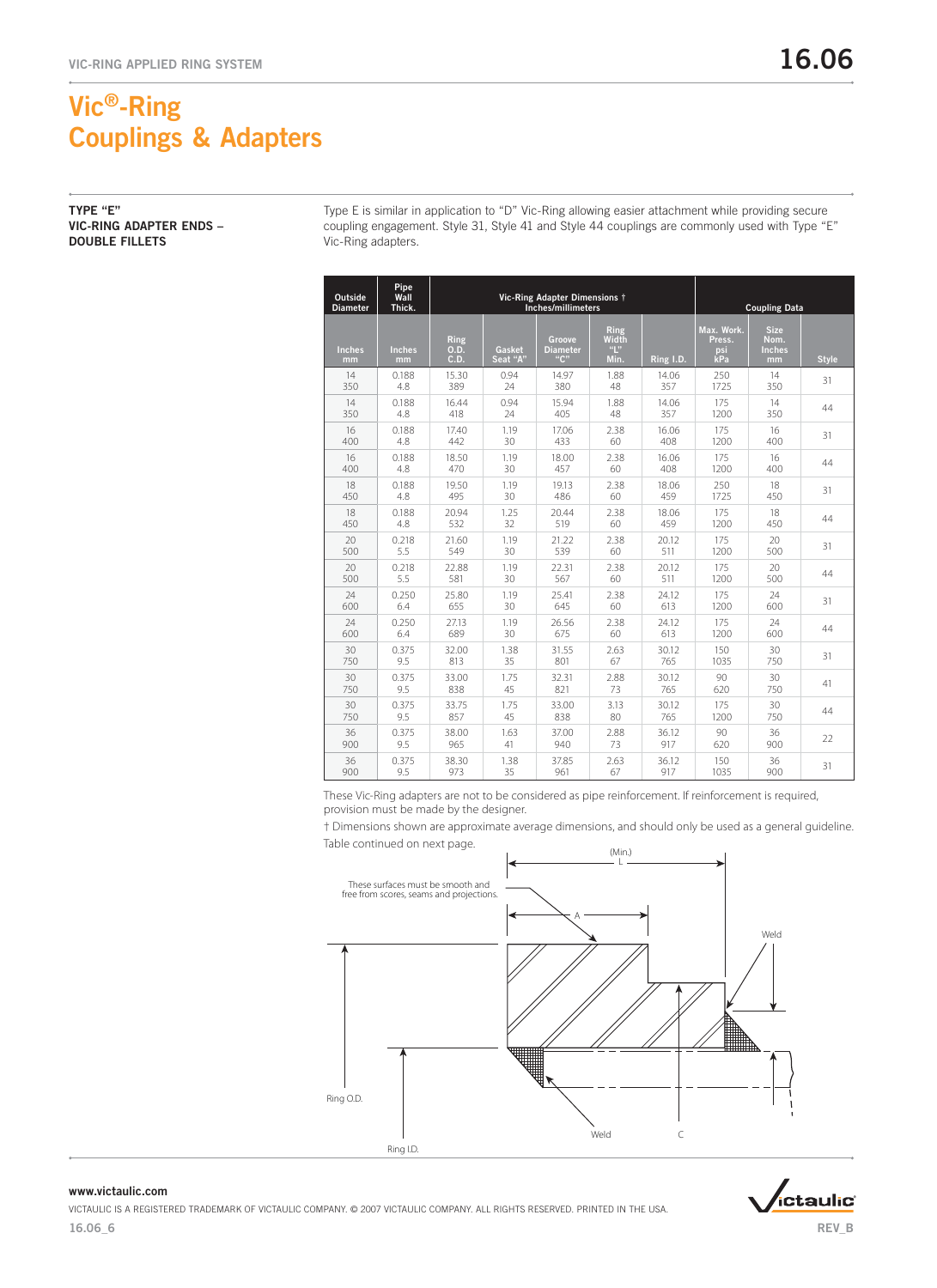# Vic®-Ring Couplings & Adapters

**TYPE "E"**
**VIC-RING ADAPTER ENDS – DOUBLE FILLETS**

Type E is similar in application to "D" Vic-Ring allowing easier attachment while providing secure coupling engagement. Style 31, Style 41 and Style 44 couplings are commonly used with Type "E" Vic-Ring adapters.

| Outside Diameter | Pipe Wall Thick. | Vic-Ring Adapter Dimensions † Inches/millimeters | | | | | Coupling Data | | |
|---|---|---|---|---|---|---|---|---|---|
| Inches mm | Inches mm | Ring O.D. C.D. | Gasket Seat "A" | Groove Diameter "C" | Ring Width "L" Min. | Ring I.D. | Max. Work. Press. psi kPa | Size Nom. Inches mm | Style |
| 14 350 | 0.188 4.8 | 15.30 389 | 0.94 24 | 14.97 380 | 1.88 48 | 14.06 357 | 250 1725 | 14 350 | 31 |
| 14 350 | 0.188 4.8 | 16.44 418 | 0.94 24 | 15.94 405 | 1.88 48 | 14.06 357 | 175 1200 | 14 350 | 44 |
| 16 400 | 0.188 4.8 | 17.40 442 | 1.19 30 | 17.06 433 | 2.38 60 | 16.06 408 | 175 1200 | 16 400 | 31 |
| 16 400 | 0.188 4.8 | 18.50 470 | 1.19 30 | 18.00 457 | 2.38 60 | 16.06 408 | 175 1200 | 16 400 | 44 |
| 18 450 | 0.188 4.8 | 19.50 495 | 1.19 30 | 19.13 486 | 2.38 60 | 18.06 459 | 250 1725 | 18 450 | 31 |
| 18 450 | 0.188 4.8 | 20.94 532 | 1.25 32 | 20.44 519 | 2.38 60 | 18.06 459 | 175 1200 | 18 450 | 44 |
| 20 500 | 0.218 5.5 | 21.60 549 | 1.19 30 | 21.22 539 | 2.38 60 | 20.12 511 | 175 1200 | 20 500 | 31 |
| 20 500 | 0.218 5.5 | 22.88 581 | 1.19 30 | 22.31 567 | 2.38 60 | 20.12 511 | 175 1200 | 20 500 | 44 |
| 24 600 | 0.250 6.4 | 25.80 655 | 1.19 30 | 25.41 645 | 2.38 60 | 24.12 613 | 175 1200 | 24 600 | 31 |
| 24 600 | 0.250 6.4 | 27.13 689 | 1.19 30 | 26.56 675 | 2.38 60 | 24.12 613 | 175 1200 | 24 600 | 44 |
| 30 750 | 0.375 9.5 | 32.00 813 | 1.38 35 | 31.55 801 | 2.63 67 | 30.12 765 | 150 1035 | 30 750 | 31 |
| 30 750 | 0.375 9.5 | 33.00 838 | 1.75 45 | 32.31 821 | 2.88 73 | 30.12 765 | 90 620 | 30 750 | 41 |
| 30 750 | 0.375 9.5 | 33.75 857 | 1.75 45 | 33.00 838 | 3.13 80 | 30.12 765 | 175 1200 | 30 750 | 44 |
| 36 900 | 0.375 9.5 | 38.00 965 | 1.63 41 | 37.00 940 | 2.88 73 | 36.12 917 | 90 620 | 36 900 | 22 |
| 36 900 | 0.375 9.5 | 38.30 973 | 1.38 35 | 37.85 961 | 2.63 67 | 36.12 917 | 150 1035 | 36 900 | 31 |

These Vic-Ring adapters are not to be considered as pipe reinforcement. If reinforcement is required, provision must be made by the designer.

† Dimensions shown are approximate average dimensions, and should only be used as a general guideline.

Table continued on next page.

(Min.) L

These surfaces must be smooth and free from scores, seams and projections.

A

Weld

Ring O.D.

Ring I.D.

Weld

C

www.victaulic.com

VICTAULIC IS A REGISTERED TRADEMARK OF VICTAULIC COMPANY. © 2007 VICTAULIC COMPANY. ALL RIGHTS RESERVED. PRINTED IN THE USA.

REV_B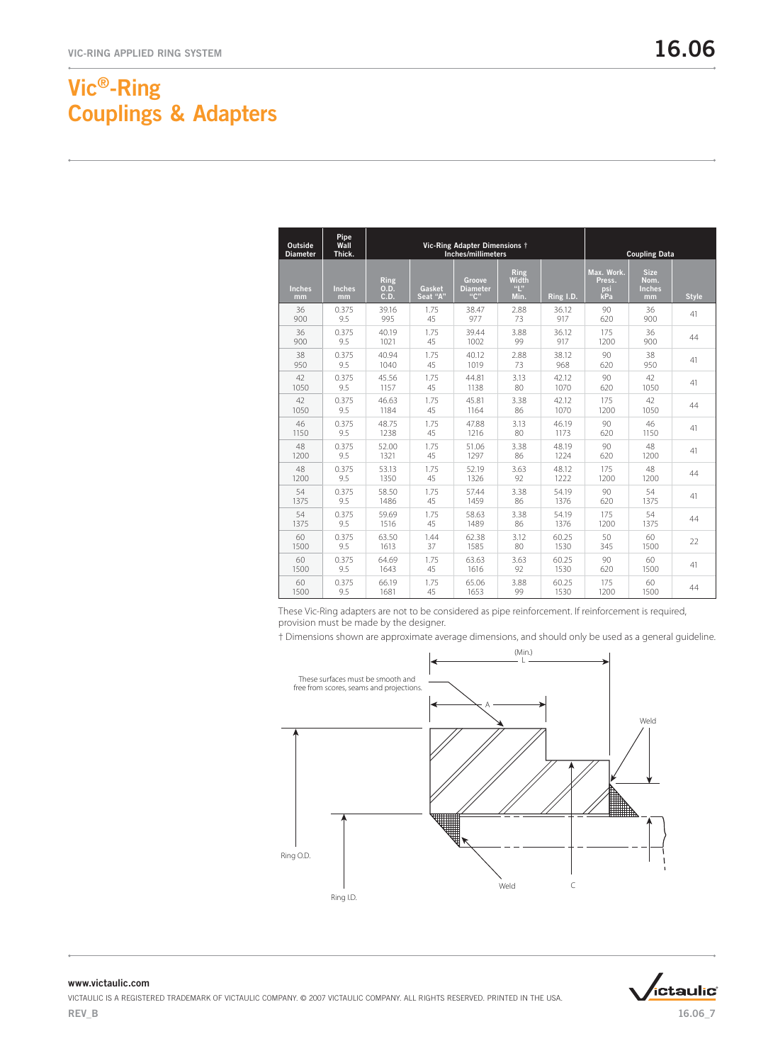# Vic®-Ring Couplings & Adapters

| Outside Diameter | Pipe Wall Thick. | Vic-Ring Adapter Dimensions † Inches/millimeters | | | | | Coupling Data | | |
|---|---|---|---|---|---|---|---|---|---|
| Inches mm | Inches mm | Ring O.D. C.D. | Gasket Seat "A" | Groove Diameter "C" | Ring Width "L" Min. | Ring I.D. | Max. Work. Press. psi kPa | Size Nom. Inches mm | Style |
| 36 900 | 0.375 9.5 | 39.16 995 | 1.75 45 | 38.47 977 | 2.88 73 | 36.12 917 | 90 620 | 36 900 | 41 |
| 36 900 | 0.375 9.5 | 40.19 1021 | 1.75 45 | 39.44 1002 | 3.88 99 | 36.12 917 | 175 1200 | 36 900 | 44 |
| 38 950 | 0.375 9.5 | 40.94 1040 | 1.75 45 | 40.12 1019 | 2.88 73 | 38.12 968 | 90 620 | 38 950 | 41 |
| 42 1050 | 0.375 9.5 | 45.56 1157 | 1.75 45 | 44.81 1138 | 3.13 80 | 42.12 1070 | 90 620 | 42 1050 | 41 |
| 42 1050 | 0.375 9.5 | 46.63 1184 | 1.75 45 | 45.81 1164 | 3.38 86 | 42.12 1070 | 175 1200 | 42 1050 | 44 |
| 46 1150 | 0.375 9.5 | 48.75 1238 | 1.75 45 | 47.88 1216 | 3.13 80 | 46.19 1173 | 90 620 | 46 1150 | 41 |
| 48 1200 | 0.375 9.5 | 52.00 1321 | 1.75 45 | 51.06 1297 | 3.38 86 | 48.19 1224 | 90 620 | 48 1200 | 41 |
| 48 1200 | 0.375 9.5 | 53.13 1350 | 1.75 45 | 52.19 1326 | 3.63 92 | 48.12 1222 | 175 1200 | 48 1200 | 44 |
| 54 1375 | 0.375 9.5 | 58.50 1486 | 1.75 45 | 57.44 1459 | 3.38 86 | 54.19 1376 | 90 620 | 54 1375 | 41 |
| 54 1375 | 0.375 9.5 | 59.69 1516 | 1.75 45 | 58.63 1489 | 3.38 86 | 54.19 1376 | 175 1200 | 54 1375 | 44 |
| 60 1500 | 0.375 9.5 | 63.50 1613 | 1.44 37 | 62.38 1585 | 3.12 80 | 60.25 1530 | 50 345 | 60 1500 | 22 |
| 60 1500 | 0.375 9.5 | 64.69 1643 | 1.75 45 | 63.63 1616 | 3.63 92 | 60.25 1530 | 90 620 | 60 1500 | 41 |
| 60 1500 | 0.375 9.5 | 66.19 1681 | 1.75 45 | 65.06 1653 | 3.88 99 | 60.25 1530 | 175 1200 | 60 1500 | 44 |

These Vic-Ring adapters are not to be considered as pipe reinforcement. If reinforcement is required, provision must be made by the designer.

† Dimensions shown are approximate average dimensions, and should only be used as a general guideline.

(Min.) L

These surfaces must be smooth and free from scores, seams and projections.

A

Weld

Ring O.D.

Ring I.D.

Weld

C

www.victaulic.com

VICTAULIC IS A REGISTERED TRADEMARK OF VICTAULIC COMPANY. © 2007 VICTAULIC COMPANY. ALL RIGHTS RESERVED. PRINTED IN THE USA.

REV_B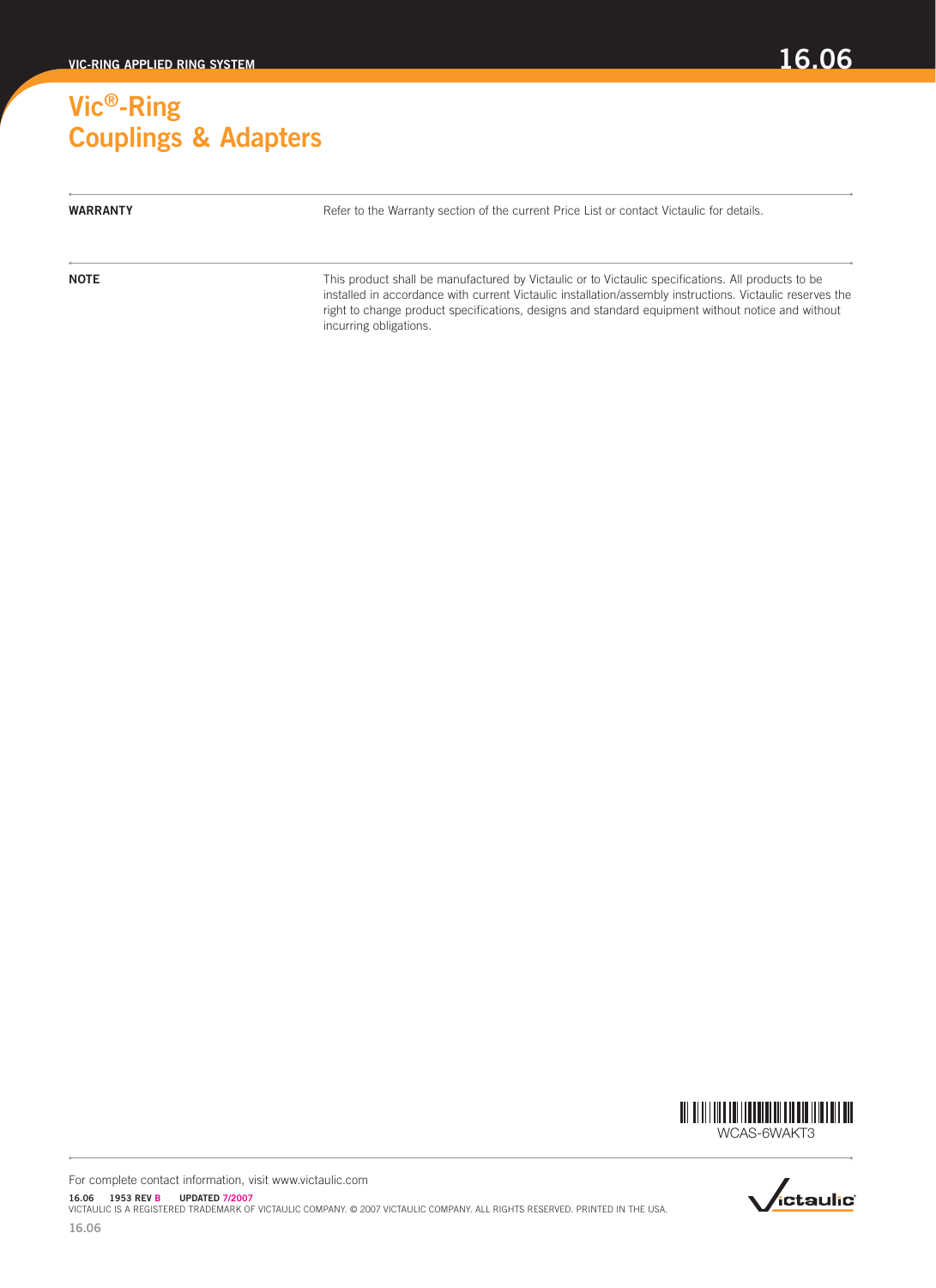# Vic®-Ring Couplings & Adapters

| | |
|---|---|
| **WARRANTY** | Refer to the Warranty section of the current Price List or contact Victaulic for details. |
| **NOTE** | This product shall be manufactured by Victaulic or to Victaulic specifications. All products to be installed in accordance with current Victaulic installation/assembly instructions. Victaulic reserves the right to change product specifications, designs and standard equipment without notice and without incurring obligations. |

WCAS-6WAKT3

For complete contact information, visit www.victaulic.com

**16.06 1953 REV B UPDATED 7/2007**

VICTAULIC IS A REGISTERED TRADEMARK OF VICTAULIC COMPANY. © 2007 VICTAULIC COMPANY. ALL RIGHTS RESERVED. PRINTED IN THE USA.